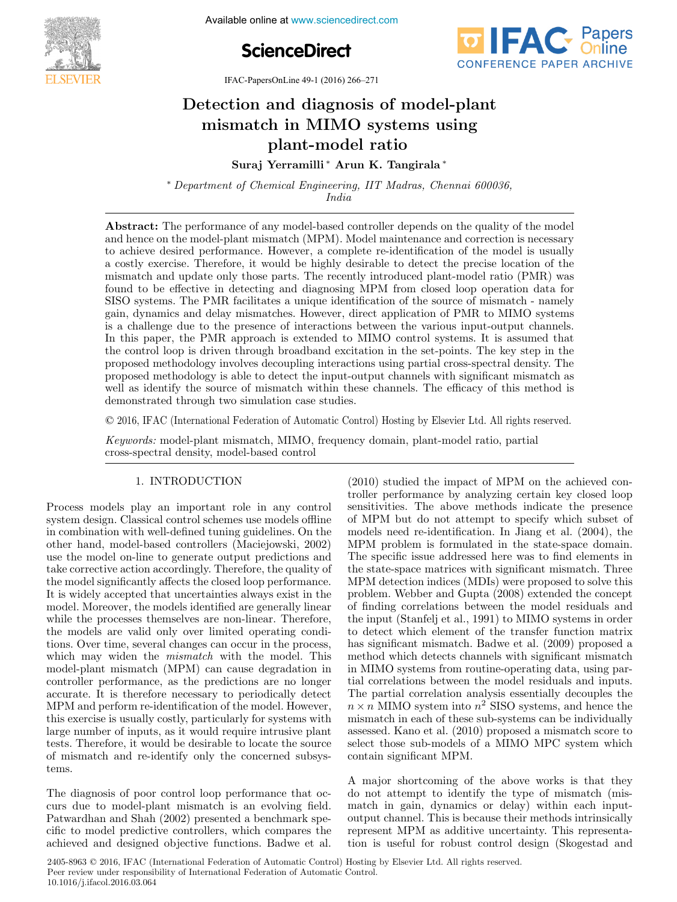# Detection and diagnosis of model-plant mismatch in MIMO systems using plant-model ratio

**Suraj Yerramilli** [*] **Arun K. Tangirala** [*]

[*] *Department of Chemical Engineering, IIT Madras, Chennai 600036, India*

---

**Abstract:** The performance of any model-based controller depends on the quality of the model and hence on the model-plant mismatch (MPM). Model maintenance and correction is necessary to achieve desired performance. However, a complete re-identification of the model is usually a costly exercise. Therefore, it would be highly desirable to detect the precise location of the mismatch and update only those parts. The recently introduced plant-model ratio (PMR) was found to be effective in detecting and diagnosing MPM from closed loop operation data for SISO systems. The PMR facilitates a unique identification of the source of mismatch - namely gain, dynamics and delay mismatches. However, direct application of PMR to MIMO systems is a challenge due to the presence of interactions between the various input-output channels. In this paper, the PMR approach is extended to MIMO control systems. It is assumed that the control loop is driven through broadband excitation in the set-points. The key step in the proposed methodology involves decoupling interactions using partial cross-spectral density. The proposed methodology is able to detect the input-output channels with significant mismatch as well as identify the source of mismatch within these channels. The efficacy of this method is demonstrated through two simulation case studies.

© 2016, IFAC (International Federation of Automatic Control) Hosting by Elsevier Ltd. All rights reserved.

*Keywords:* model-plant mismatch, MIMO, frequency domain, plant-model ratio, partial cross-spectral density, model-based control

---

## 1. INTRODUCTION

Process models play an important role in any control system design. Classical control schemes use models offline in combination with well-defined tuning guidelines. On the other hand, model-based controllers (Maciejowski, 2002) use the model on-line to generate output predictions and take corrective action accordingly. Therefore, the quality of the model significantly affects the closed loop performance. It is widely accepted that uncertainties always exist in the model. Moreover, the models identified are generally linear while the processes themselves are non-linear. Therefore, the models are valid only over limited operating conditions. Over time, several changes can occur in the process, which may widen the *mismatch* with the model. This model-plant mismatch (MPM) can cause degradation in controller performance, as the predictions are no longer accurate. It is therefore necessary to periodically detect MPM and perform re-identification of the model. However, this exercise is usually costly, particularly for systems with large number of inputs, as it would require intrusive plant tests. Therefore, it would be desirable to locate the source of mismatch and re-identify only the concerned subsystems.

The diagnosis of poor control loop performance that occurs due to model-plant mismatch is an evolving field. Patwardhan and Shah (2002) presented a benchmark specific to model predictive controllers, which compares the achieved and designed objective functions. Badwe et al. (2010) studied the impact of MPM on the achieved controller performance by analyzing certain key closed loop sensitivities. The above methods indicate the presence of MPM but do not attempt to specify which subset of models need re-identification. In Jiang et al. (2004), the MPM problem is formulated in the state-space domain. The specific issue addressed here was to find elements in the state-space matrices with significant mismatch. Three MPM detection indices (MDIs) were proposed to solve this problem. Webber and Gupta (2008) extended the concept of finding correlations between the model residuals and the input (Stanfelj et al., 1991) to MIMO systems in order to detect which element of the transfer function matrix has significant mismatch. Badwe et al. (2009) proposed a method which detects channels with significant mismatch in MIMO systems from routine-operating data, using partial correlations between the model residuals and inputs. The partial correlation analysis essentially decouples the $n \times n$ MIMO system into $n^2$ SISO systems, and hence the mismatch in each of these sub-systems can be individually assessed. Kano et al. (2010) proposed a mismatch score to select those sub-models of a MIMO MPC system which contain significant MPM.

A major shortcoming of the above works is that they do not attempt to identify the type of mismatch (mismatch in gain, dynamics or delay) within each input-output channel. This is because their methods intrinsically represent MPM as additive uncertainty. This representation is useful for robust control design (Skogestad and

2405-8963 © 2016, IFAC (International Federation of Automatic Control) Hosting by Elsevier Ltd. All rights reserved.
Peer review under responsibility of International Federation of Automatic Control.
10.1016/j.ifacol.2016.03.064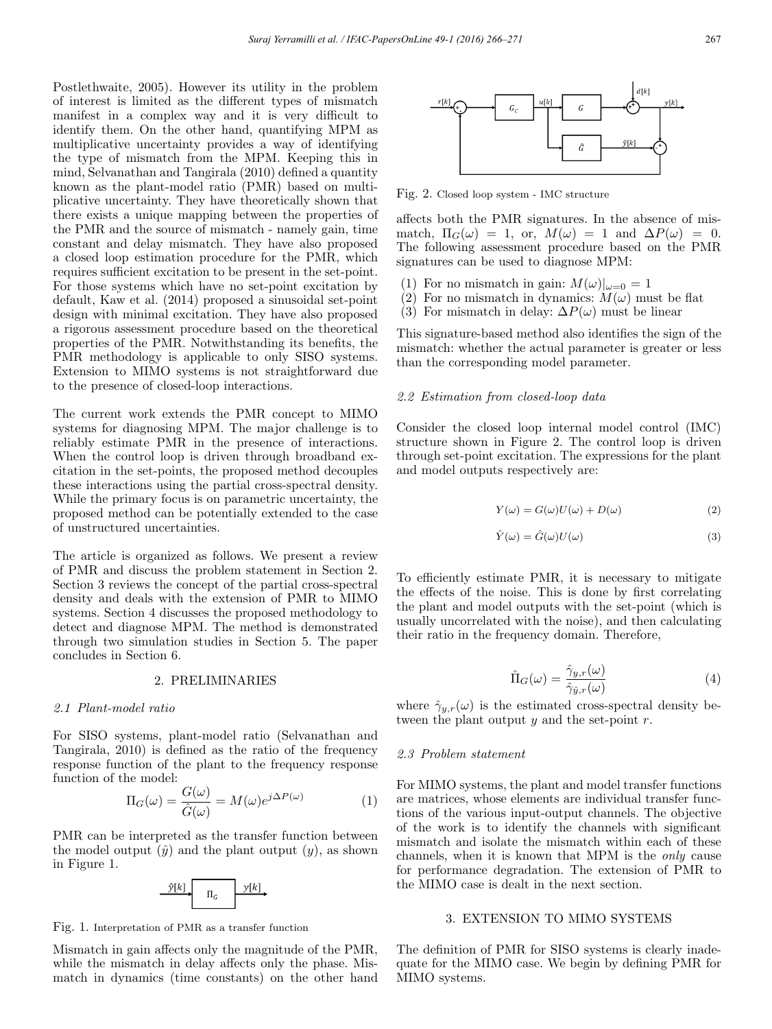Postlethwaite, 2005). However its utility in the problem of interest is limited as the different types of mismatch manifest in a complex way and it is very difficult to identify them. On the other hand, quantifying MPM as multiplicative uncertainty provides a way of identifying the type of mismatch from the MPM. Keeping this in mind, Selvanathan and Tangirala (2010) defined a quantity known as the plant-model ratio (PMR) based on multiplicative uncertainty. They have theoretically shown that there exists a unique mapping between the properties of the PMR and the source of mismatch - namely gain, time constant and delay mismatch. They have also proposed a closed loop estimation procedure for the PMR, which requires sufficient excitation to be present in the set-point. For those systems which have no set-point excitation by default, Kaw et al. (2014) proposed a sinusoidal set-point design with minimal excitation. They have also proposed a rigorous assessment procedure based on the theoretical properties of the PMR. Notwithstanding its benefits, the PMR methodology is applicable to only SISO systems. Extension to MIMO systems is not straightforward due to the presence of closed-loop interactions.

The current work extends the PMR concept to MIMO systems for diagnosing MPM. The major challenge is to reliably estimate PMR in the presence of interactions. When the control loop is driven through broadband excitation in the set-points, the proposed method decouples these interactions using the partial cross-spectral density. While the primary focus is on parametric uncertainty, the proposed method can be potentially extended to the case of unstructured uncertainties.

The article is organized as follows. We present a review of PMR and discuss the problem statement in Section 2. Section 3 reviews the concept of the partial cross-spectral density and deals with the extension of PMR to MIMO systems. Section 4 discusses the proposed methodology to detect and diagnose MPM. The method is demonstrated through two simulation studies in Section 5. The paper concludes in Section 6.

## 2. PRELIMINARIES

### *2.1 Plant-model ratio*

For SISO systems, plant-model ratio (Selvanathan and Tangirala, 2010) is defined as the ratio of the frequency response function of the plant to the frequency response function of the model:

$$\Pi_G(\omega) = \frac{G(\omega)}{\hat{G}(\omega)} = M(\omega)e^{j\Delta P(\omega)} \tag{1}$$

PMR can be interpreted as the transfer function between the model output ($\hat{y}$) and the plant output ($y$), as shown in Figure 1.

Fig. 1. Interpretation of PMR as a transfer function

Mismatch in gain affects only the magnitude of the PMR, while the mismatch in delay affects only the phase. Mismatch in dynamics (time constants) on the other hand affects both the PMR signatures. In the absence of mismatch, $\Pi_G(\omega) = 1$, or, $M(\omega) = 1$ and $\Delta P(\omega) = 0$. The following assessment procedure based on the PMR signatures can be used to diagnose MPM:

1. For no mismatch in gain: $M(\omega)|_{\omega=0} = 1$
2. For no mismatch in dynamics: $M(\omega)$ must be flat
3. For mismatch in delay: $\Delta P(\omega)$ must be linear

This signature-based method also identifies the sign of the mismatch: whether the actual parameter is greater or less than the corresponding model parameter.

Fig. 2. Closed loop system - IMC structure

### *2.2 Estimation from closed-loop data*

Consider the closed loop internal model control (IMC) structure shown in Figure 2. The control loop is driven through set-point excitation. The expressions for the plant and model outputs respectively are:

$$Y(\omega) = G(\omega)U(\omega) + D(\omega) \tag{2}$$

$$\hat{Y}(\omega) = \hat{G}(\omega)U(\omega) \tag{3}$$

To efficiently estimate PMR, it is necessary to mitigate the effects of the noise. This is done by first correlating the plant and model outputs with the set-point (which is usually uncorrelated with the noise), and then calculating their ratio in the frequency domain. Therefore,

$$\hat{\Pi}_G(\omega) = \frac{\hat{\gamma}_{y,r}(\omega)}{\hat{\gamma}_{\hat{y},r}(\omega)} \tag{4}$$

where $\hat{\gamma}_{y,r}(\omega)$ is the estimated cross-spectral density between the plant output $y$ and the set-point $r$.

### *2.3 Problem statement*

For MIMO systems, the plant and model transfer functions are matrices, whose elements are individual transfer functions of the various input-output channels. The objective of the work is to identify the channels with significant mismatch and isolate the mismatch within each of these channels, when it is known that MPM is the *only* cause for performance degradation. The extension of PMR to the MIMO case is dealt in the next section.

## 3. EXTENSION TO MIMO SYSTEMS

The definition of PMR for SISO systems is clearly inadequate for the MIMO case. We begin by defining PMR for MIMO systems.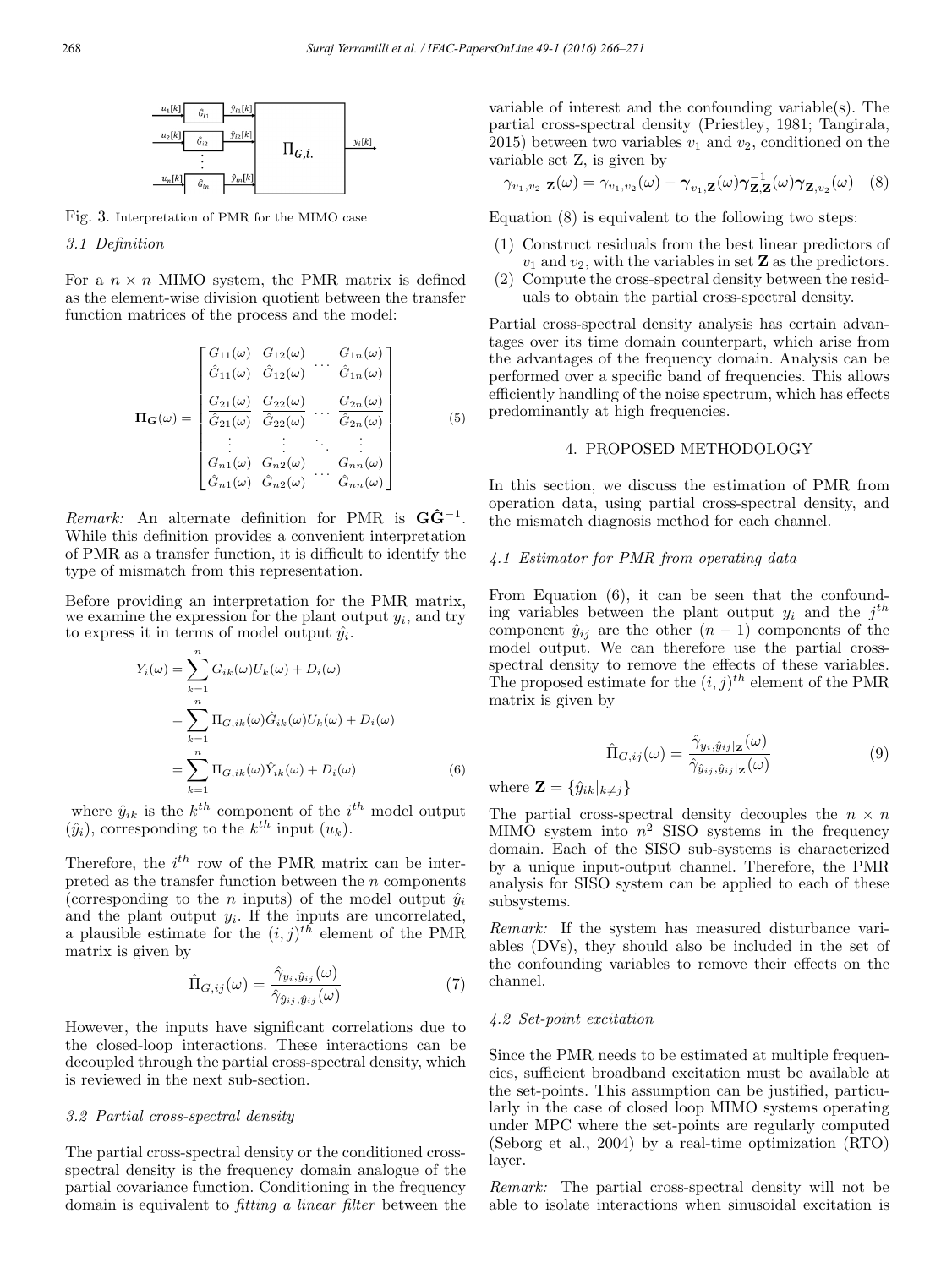Fig. 3. Interpretation of PMR for the MIMO case

### 3.1 Definition

For a $n \times n$ MIMO system, the PMR matrix is defined as the element-wise division quotient between the transfer function matrices of the process and the model:

$$\mathbf{\Pi_G}(\omega) = \begin{bmatrix} \frac{G_{11}(\omega)}{\hat{G}_{11}(\omega)} & \frac{G_{12}(\omega)}{\hat{G}_{12}(\omega)} & \cdots & \frac{G_{1n}(\omega)}{\hat{G}_{1n}(\omega)} \\ \frac{G_{21}(\omega)}{\hat{G}_{21}(\omega)} & \frac{G_{22}(\omega)}{\hat{G}_{22}(\omega)} & \cdots & \frac{G_{2n}(\omega)}{\hat{G}_{2n}(\omega)} \\ \vdots & \vdots & \ddots & \vdots \\ \frac{G_{n1}(\omega)}{\hat{G}_{n1}(\omega)} & \frac{G_{n2}(\omega)}{\hat{G}_{n2}(\omega)} & \cdots & \frac{G_{nn}(\omega)}{\hat{G}_{nn}(\omega)} \end{bmatrix} \quad (5)$$

*Remark:* An alternate definition for PMR is $\mathbf{G}\hat{\mathbf{G}}^{-1}$. While this definition provides a convenient interpretation of PMR as a transfer function, it is difficult to identify the type of mismatch from this representation.

Before providing an interpretation for the PMR matrix, we examine the expression for the plant output $y_i$, and try to express it in terms of model output $\hat{y}_i$.

$$\begin{aligned} Y_i(\omega) &= \sum_{k=1}^{n} G_{ik}(\omega)U_k(\omega) + D_i(\omega) \\ &= \sum_{k=1}^{n} \Pi_{G,ik}(\omega)\hat{G}_{ik}(\omega)U_k(\omega) + D_i(\omega) \\ &= \sum_{k=1}^{n} \Pi_{G,ik}(\omega)\hat{Y}_{ik}(\omega) + D_i(\omega) \end{aligned} \quad (6)$$

where $\hat{y}_{ik}$ is the $k^{th}$ component of the $i^{th}$ model output ($\hat{y}_i$), corresponding to the $k^{th}$ input ($u_k$).

Therefore, the $i^{th}$ row of the PMR matrix can be interpreted as the transfer function between the $n$ components (corresponding to the $n$ inputs) of the model output $\hat{y}_i$ and the plant output $y_i$. If the inputs are uncorrelated, a plausible estimate for the $(i,j)^{th}$ element of the PMR matrix is given by

$$\hat{\Pi}_{G,ij}(\omega) = \frac{\hat{\gamma}_{y_i,\hat{y}_{ij}}(\omega)}{\hat{\gamma}_{\hat{y}_{ij},\hat{y}_{ij}}(\omega)} \quad (7)$$

However, the inputs have significant correlations due to the closed-loop interactions. These interactions can be decoupled through the partial cross-spectral density, which is reviewed in the next sub-section.

### 3.2 Partial cross-spectral density

The partial cross-spectral density or the conditioned cross-spectral density is the frequency domain analogue of the partial covariance function. Conditioning in the frequency domain is equivalent to *fitting a linear filter* between the variable of interest and the confounding variable(s). The partial cross-spectral density (Priestley, 1981; Tangirala, 2015) between two variables $v_1$ and $v_2$, conditioned on the variable set Z, is given by

$$\gamma_{v_1,v_2|\mathbf{Z}}(\omega) = \gamma_{v_1,v_2}(\omega) - \boldsymbol{\gamma}_{v_1,\mathbf{Z}}(\omega)\boldsymbol{\gamma}^{-1}_{\mathbf{Z},\mathbf{Z}}(\omega)\boldsymbol{\gamma}_{\mathbf{Z},v_2}(\omega) \quad (8)$$

Equation (8) is equivalent to the following two steps:

1. Construct residuals from the best linear predictors of $v_1$ and $v_2$, with the variables in set $\mathbf{Z}$ as the predictors.
2. Compute the cross-spectral density between the residuals to obtain the partial cross-spectral density.

Partial cross-spectral density analysis has certain advantages over its time domain counterpart, which arise from the advantages of the frequency domain. Analysis can be performed over a specific band of frequencies. This allows efficiently handling of the noise spectrum, which has effects predominantly at high frequencies.

## 4. PROPOSED METHODOLOGY

In this section, we discuss the estimation of PMR from operation data, using partial cross-spectral density, and the mismatch diagnosis method for each channel.

### 4.1 Estimator for PMR from operating data

From Equation (6), it can be seen that the confounding variables between the plant output $y_i$ and the $j^{th}$ component $\hat{y}_{ij}$ are the other $(n-1)$ components of the model output. We can therefore use the partial cross-spectral density to remove the effects of these variables. The proposed estimate for the $(i,j)^{th}$ element of the PMR matrix is given by

$$\hat{\Pi}_{G,ij}(\omega) = \frac{\hat{\gamma}_{y_i,\hat{y}_{ij}|\mathbf{Z}}(\omega)}{\hat{\gamma}_{\hat{y}_{ij},\hat{y}_{ij}|\mathbf{Z}}(\omega)} \quad (9)$$

where $\mathbf{Z} = \{\hat{y}_{ik}|_{k \neq j}\}$

The partial cross-spectral density decouples the $n \times n$ MIMO system into $n^2$ SISO systems in the frequency domain. Each of the SISO sub-systems is characterized by a unique input-output channel. Therefore, the PMR analysis for SISO system can be applied to each of these subsystems.

*Remark:* If the system has measured disturbance variables (DVs), they should also be included in the set of the confounding variables to remove their effects on the channel.

### 4.2 Set-point excitation

Since the PMR needs to be estimated at multiple frequencies, sufficient broadband excitation must be available at the set-points. This assumption can be justified, particularly in the case of closed loop MIMO systems operating under MPC where the set-points are regularly computed (Seborg et al., 2004) by a real-time optimization (RTO) layer.

*Remark:* The partial cross-spectral density will not be able to isolate interactions when sinusoidal excitation is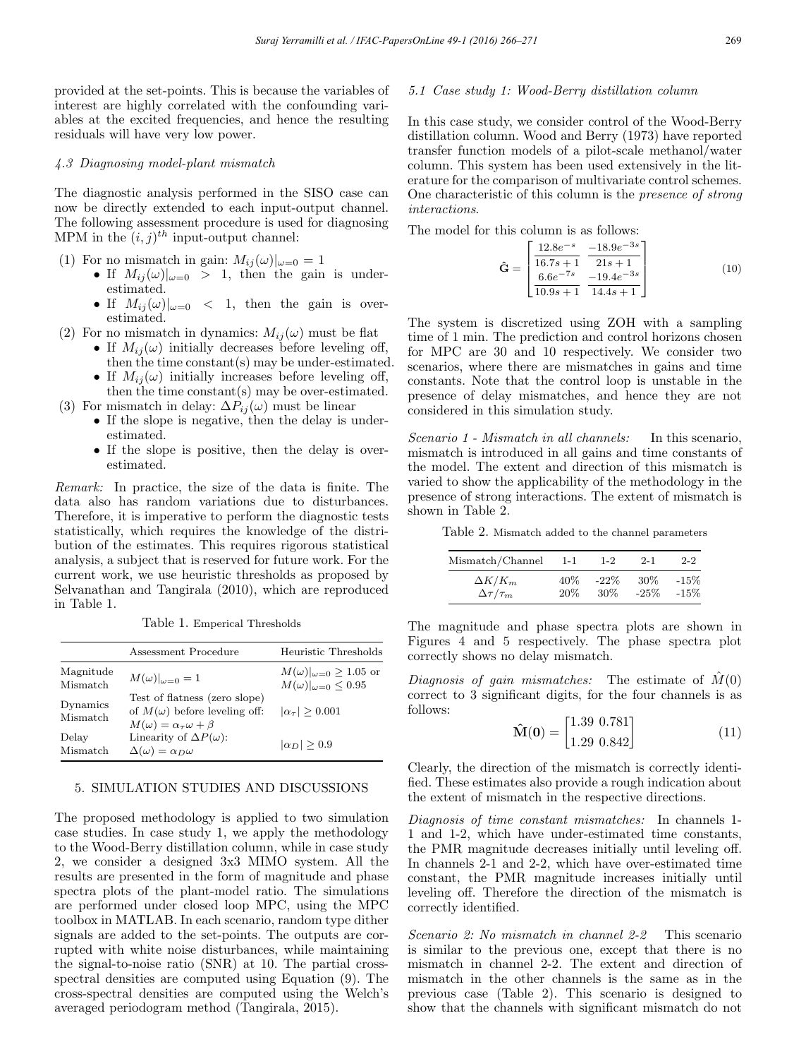provided at the set-points. This is because the variables of interest are highly correlated with the confounding variables at the excited frequencies, and hence the resulting residuals will have very low power.

### *4.3 Diagnosing model-plant mismatch*

The diagnostic analysis performed in the SISO case can now be directly extended to each input-output channel. The following assessment procedure is used for diagnosing MPM in the $(i, j)^{th}$ input-output channel:

1. For no mismatch in gain: $M_{ij}(\omega)|_{\omega=0} = 1$
   - If $M_{ij}(\omega)|_{\omega=0} > 1$, then the gain is under-estimated.
   - If $M_{ij}(\omega)|_{\omega=0} < 1$, then the gain is over-estimated.
2. For no mismatch in dynamics: $M_{ij}(\omega)$ must be flat
   - If $M_{ij}(\omega)$ initially decreases before leveling off, then the time constant(s) may be under-estimated.
   - If $M_{ij}(\omega)$ initially increases before leveling off, then the time constant(s) may be over-estimated.
3. For mismatch in delay: $\Delta P_{ij}(\omega)$ must be linear
   - If the slope is negative, then the delay is under-estimated.
   - If the slope is positive, then the delay is over-estimated.

*Remark:* In practice, the size of the data is finite. The data also has random variations due to disturbances. Therefore, it is imperative to perform the diagnostic tests statistically, which requires the knowledge of the distribution of the estimates. This requires rigorous statistical analysis, a subject that is reserved for future work. For the current work, we use heuristic thresholds as proposed by Selvanathan and Tangirala (2010), which are reproduced in Table 1.

Table 1. Emperical Thresholds

| | Assessment Procedure | Heuristic Thresholds |
|---|---|---|
| Magnitude Mismatch | $M(\omega)\|_{\omega=0} = 1$ | $M(\omega)\|_{\omega=0} \geq 1.05$ or $M(\omega)\|_{\omega=0} \leq 0.95$ |
| Dynamics Mismatch | Test of flatness (zero slope) of $M(\omega)$ before leveling off: $M(\omega) = \alpha_\tau \omega + \beta$ | $\|\alpha_\tau\| \geq 0.001$ |
| Delay Mismatch | Linearity of $\Delta P(\omega)$: $\Delta(\omega) = \alpha_D \omega$ | $\|\alpha_D\| \geq 0.9$ |

## 5. SIMULATION STUDIES AND DISCUSSIONS

The proposed methodology is applied to two simulation case studies. In case study 1, we apply the methodology to the Wood-Berry distillation column, while in case study 2, we consider a designed 3x3 MIMO system. All the results are presented in the form of magnitude and phase spectra plots of the plant-model ratio. The simulations are performed under closed loop MPC, using the MPC toolbox in MATLAB. In each scenario, random type dither signals are added to the set-points. The outputs are corrupted with white noise disturbances, while maintaining the signal-to-noise ratio (SNR) at 10. The partial cross-spectral densities are computed using Equation (9). The cross-spectral densities are computed using the Welch's averaged periodogram method (Tangirala, 2015).

### *5.1 Case study 1: Wood-Berry distillation column*

In this case study, we consider control of the Wood-Berry distillation column. Wood and Berry (1973) have reported transfer function models of a pilot-scale methanol/water column. This system has been used extensively in the literature for the comparison of multivariate control schemes. One characteristic of this column is the *presence of strong interactions*.

The model for this column is as follows:

$$\hat{\mathbf{G}} = \begin{bmatrix} \dfrac{12.8e^{-s}}{16.7s+1} & \dfrac{-18.9e^{-3s}}{21s+1} \\ \dfrac{6.6e^{-7s}}{10.9s+1} & \dfrac{-19.4e^{-3s}}{14.4s+1} \end{bmatrix} \tag{10}$$

The system is discretized using ZOH with a sampling time of 1 min. The prediction and control horizons chosen for MPC are 30 and 10 respectively. We consider two scenarios, where there are mismatches in gains and time constants. Note that the control loop is unstable in the presence of delay mismatches, and hence they are not considered in this simulation study.

*Scenario 1 - Mismatch in all channels:* In this scenario, mismatch is introduced in all gains and time constants of the model. The extent and direction of this mismatch is varied to show the applicability of the methodology in the presence of strong interactions. The extent of mismatch is shown in Table 2.

Table 2. Mismatch added to the channel parameters

| Mismatch/Channel | 1-1 | 1-2 | 2-1 | 2-2 |
|---|---|---|---|---|
| $\Delta K/K_m$ | 40% | -22% | 30% | -15% |
| $\Delta\tau/\tau_m$ | 20% | 30% | -25% | -15% |

The magnitude and phase spectra plots are shown in Figures 4 and 5 respectively. The phase spectra plot correctly shows no delay mismatch.

*Diagnosis of gain mismatches:* The estimate of $\hat{M}(0)$ correct to 3 significant digits, for the four channels is as follows:

$$\hat{\mathbf{M}}(\mathbf{0}) = \begin{bmatrix} 1.39 & 0.781 \\ 1.29 & 0.842 \end{bmatrix} \tag{11}$$

Clearly, the direction of the mismatch is correctly identified. These estimates also provide a rough indication about the extent of mismatch in the respective directions.

*Diagnosis of time constant mismatches:* In channels 1-1 and 1-2, which have under-estimated time constants, the PMR magnitude decreases initially until leveling off. In channels 2-1 and 2-2, which have over-estimated time constant, the PMR magnitude increases initially until leveling off. Therefore the direction of the mismatch is correctly identified.

*Scenario 2: No mismatch in channel 2-2* This scenario is similar to the previous one, except that there is no mismatch in channel 2-2. The extent and direction of mismatch in the other channels is the same as in the previous case (Table 2). This scenario is designed to show that the channels with significant mismatch do not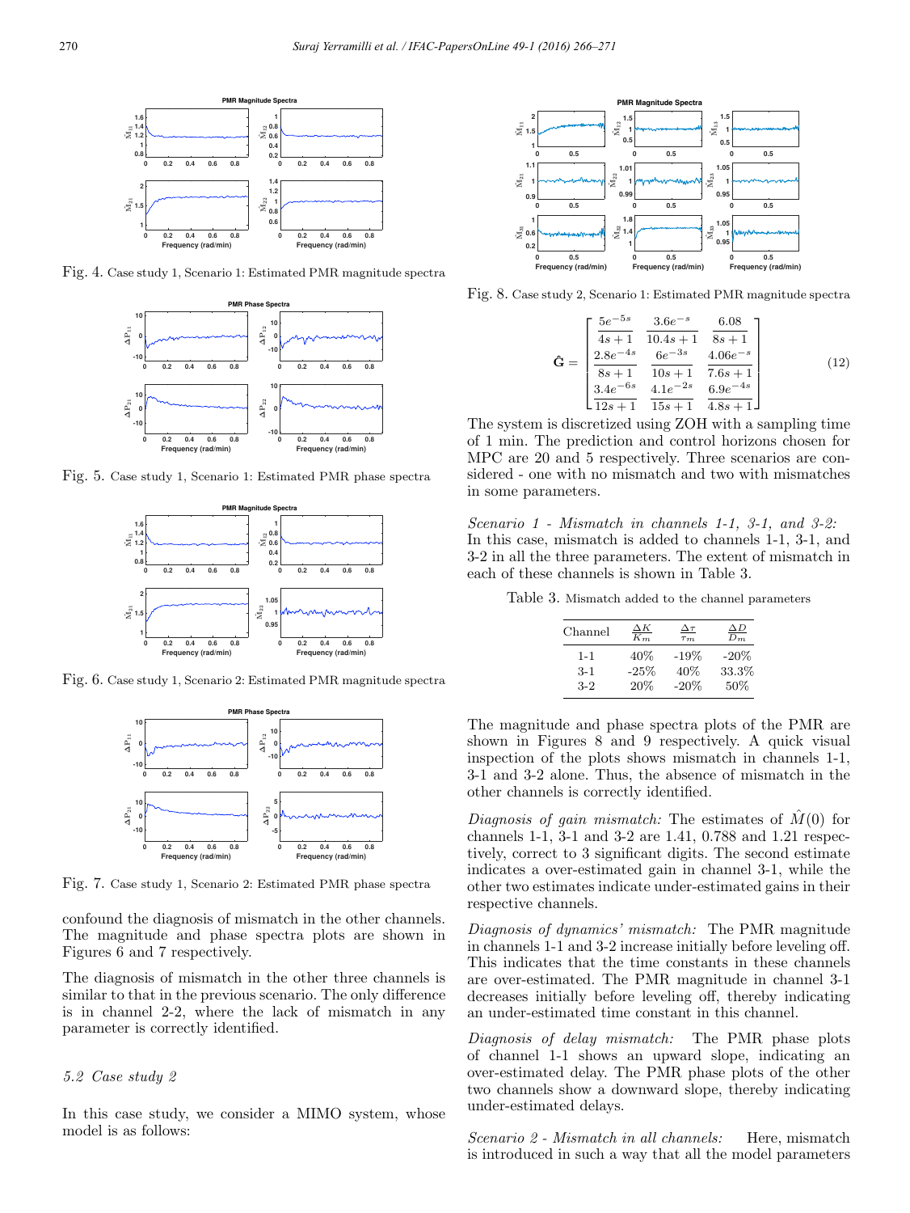Fig. 4. Case study 1, Scenario 1: Estimated PMR magnitude spectra

Fig. 5. Case study 1, Scenario 1: Estimated PMR phase spectra

Fig. 6. Case study 1, Scenario 2: Estimated PMR magnitude spectra

Fig. 7. Case study 1, Scenario 2: Estimated PMR phase spectra

confound the diagnosis of mismatch in the other channels. The magnitude and phase spectra plots are shown in Figures 6 and 7 respectively.

The diagnosis of mismatch in the other three channels is similar to that in the previous scenario. The only difference is in channel 2-2, where the lack of mismatch in any parameter is correctly identified.

### *5.2 Case study 2*

In this case study, we consider a MIMO system, whose model is as follows:

Fig. 8. Case study 2, Scenario 1: Estimated PMR magnitude spectra

$$\hat{\mathbf{G}} = \begin{bmatrix} \dfrac{5e^{-5s}}{4s+1} & \dfrac{3.6e^{-s}}{10.4s+1} & \dfrac{6.08}{8s+1} \\ \dfrac{2.8e^{-4s}}{8s+1} & \dfrac{6e^{-3s}}{10s+1} & \dfrac{4.06e^{-s}}{7.6s+1} \\ \dfrac{3.4e^{-6s}}{12s+1} & \dfrac{4.1e^{-2s}}{15s+1} & \dfrac{6.9e^{-4s}}{4.8s+1} \end{bmatrix} \tag{12}$$

The system is discretized using ZOH with a sampling time of 1 min. The prediction and control horizons chosen for MPC are 20 and 5 respectively. Three scenarios are considered - one with no mismatch and two with mismatches in some parameters.

*Scenario 1 - Mismatch in channels 1-1, 3-1, and 3-2:* In this case, mismatch is added to channels 1-1, 3-1, and 3-2 in all the three parameters. The extent of mismatch in each of these channels is shown in Table 3.

Table 3. Mismatch added to the channel parameters

| Channel | $\frac{\Delta K}{K_m}$ | $\frac{\Delta \tau}{\tau_m}$ | $\frac{\Delta D}{D_m}$ |
|---|---|---|---|
| 1-1 | 40% | -19% | -20% |
| 3-1 | -25% | 40% | 33.3% |
| 3-2 | 20% | -20% | 50% |

The magnitude and phase spectra plots of the PMR are shown in Figures 8 and 9 respectively. A quick visual inspection of the plots shows mismatch in channels 1-1, 3-1 and 3-2 alone. Thus, the absence of mismatch in the other channels is correctly identified.

*Diagnosis of gain mismatch:* The estimates of $\hat{M}(0)$ for channels 1-1, 3-1 and 3-2 are 1.41, 0.788 and 1.21 respectively, correct to 3 significant digits. The second estimate indicates a over-estimated gain in channel 3-1, while the other two estimates indicate under-estimated gains in their respective channels.

*Diagnosis of dynamics' mismatch:* The PMR magnitude in channels 1-1 and 3-2 increase initially before leveling off. This indicates that the time constants in these channels are over-estimated. The PMR magnitude in channel 3-1 decreases initially before leveling off, thereby indicating an under-estimated time constant in this channel.

*Diagnosis of delay mismatch:* The PMR phase plots of channel 1-1 shows an upward slope, indicating an over-estimated delay. The PMR phase plots of the other two channels show a downward slope, thereby indicating under-estimated delays.

*Scenario 2 - Mismatch in all channels:* Here, mismatch is introduced in such a way that all the model parameters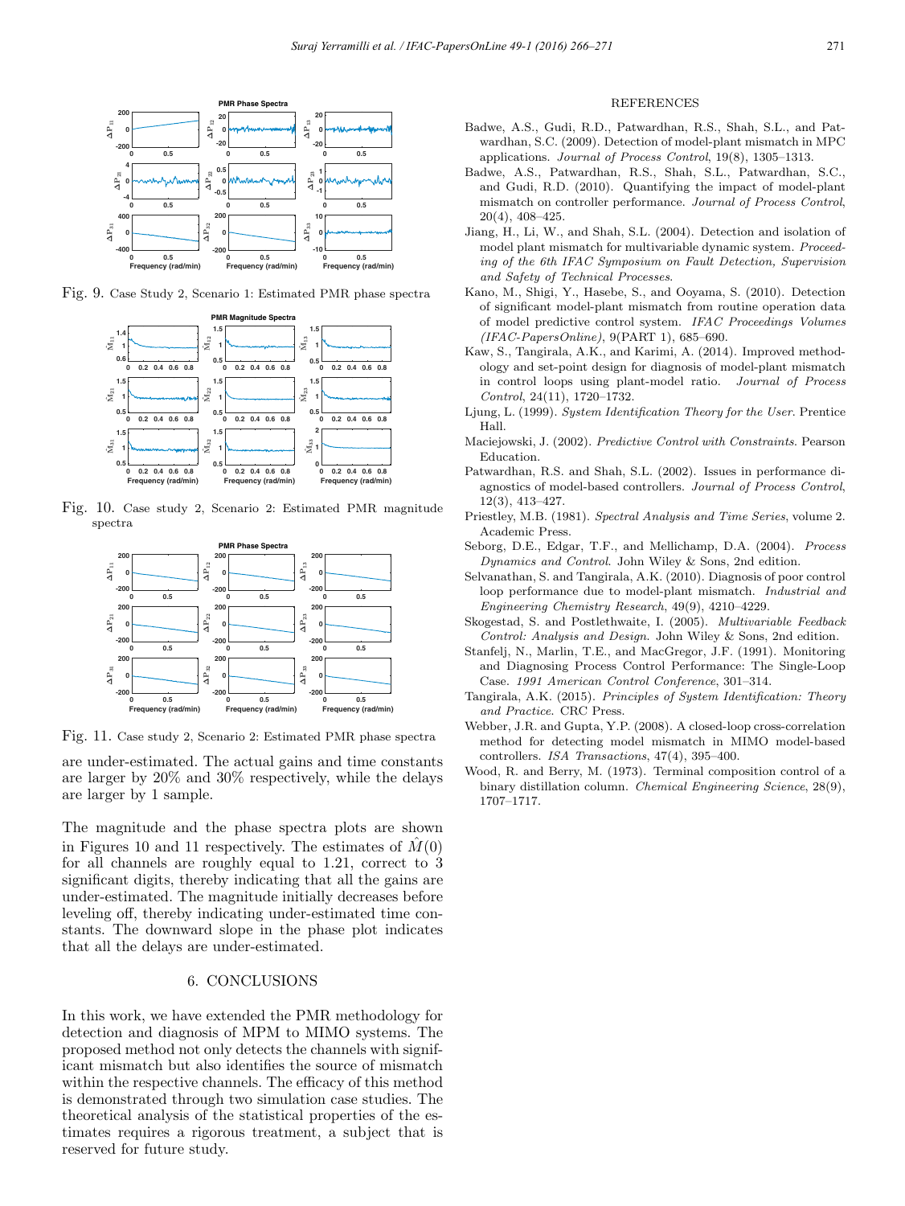PMR Phase Spectra

$\Delta P_{11}$ 200 0 -200 0 0.5

$\Delta P_{12}$ 20 0 -20 0 0.5

$\Delta P_{13}$ 20 0 -20 0 0.5

$\Delta P_{21}$ 4 0 -4 0 0.5

$\Delta P_{22}$ 0.5 0 -0.5 0 0.5

$\Delta P_{23}$ 1 0 -1 0 0.5

$\Delta P_{31}$ 400 0 -400 0 0.5

$\Delta P_{32}$ 200 0 -200 0 0.5

$\Delta P_{33}$ 10 0 -10 0 0.5

Frequency (rad/min) Frequency (rad/min) Frequency (rad/min)

Fig. 9. Case Study 2, Scenario 1: Estimated PMR phase spectra

PMR Magnitude Spectra

$\hat{M}_{11}$ 1.4 1 0.6 0 0.2 0.4 0.6 0.8

$\hat{M}_{12}$ 1.5 1 0.5 0 0.2 0.4 0.6 0.8

$\hat{M}_{13}$ 1.5 1 0.5 0 0.2 0.4 0.6 0.8

$\hat{M}_{21}$ 1.5 1 0.5 0 0.2 0.4 0.6 0.8

$\hat{M}_{22}$ 1.5 1 0.5 0 0.2 0.4 0.6 0.8

$\hat{M}_{23}$ 1.5 1 0.5 0 0.2 0.4 0.6 0.8

$\hat{M}_{31}$ 1.5 1 0.5 0 0.2 0.4 0.6 0.8

$\hat{M}_{32}$ 1.5 1 0.5 0 0.2 0.4 0.6 0.8

$\hat{M}_{33}$ 2 1 0 0 0.2 0.4 0.6 0.8

Frequency (rad/min) Frequency (rad/min) Frequency (rad/min)

Fig. 10. Case study 2, Scenario 2: Estimated PMR magnitude spectra

PMR Phase Spectra

$\Delta P_{11}$ 200 0 -200 0 0.5

$\Delta P_{12}$ 200 0 -200 0 0.5

$\Delta P_{13}$ 200 0 -200 0 0.5

$\Delta P_{21}$ 200 0 -200 0 0.5

$\Delta P_{22}$ 200 0 -200 0 0.5

$\Delta P_{23}$ 200 0 -200 0 0.5

$\Delta P_{31}$ 200 0 -200 0 0.5

$\Delta P_{32}$ 200 0 -200 0 0.5

$\Delta P_{33}$ 200 0 -200 0 0.5

Frequency (rad/min) Frequency (rad/min) Frequency (rad/min)

Fig. 11. Case study 2, Scenario 2: Estimated PMR phase spectra

are under-estimated. The actual gains and time constants are larger by 20% and 30% respectively, while the delays are larger by 1 sample.

The magnitude and the phase spectra plots are shown in Figures 10 and 11 respectively. The estimates of $\hat{M}(0)$ for all channels are roughly equal to 1.21, correct to 3 significant digits, thereby indicating that all the gains are under-estimated. The magnitude initially decreases before leveling off, thereby indicating under-estimated time constants. The downward slope in the phase plot indicates that all the delays are under-estimated.

## 6. CONCLUSIONS

In this work, we have extended the PMR methodology for detection and diagnosis of MPM to MIMO systems. The proposed method not only detects the channels with significant mismatch but also identifies the source of mismatch within the respective channels. The efficacy of this method is demonstrated through two simulation case studies. The theoretical analysis of the statistical properties of the estimates requires a rigorous treatment, a subject that is reserved for future study.

## REFERENCES

Badwe, A.S., Gudi, R.D., Patwardhan, R.S., Shah, S.L., and Patwardhan, S.C. (2009). Detection of model-plant mismatch in MPC applications. *Journal of Process Control*, 19(8), 1305–1313.

Badwe, A.S., Patwardhan, R.S., Shah, S.L., Patwardhan, S.C., and Gudi, R.D. (2010). Quantifying the impact of model-plant mismatch on controller performance. *Journal of Process Control*, 20(4), 408–425.

Jiang, H., Li, W., and Shah, S.L. (2004). Detection and isolation of model plant mismatch for multivariable dynamic system. *Proceeding of the 6th IFAC Symposium on Fault Detection, Supervision and Safety of Technical Processes*.

Kano, M., Shigi, Y., Hasebe, S., and Ooyama, S. (2010). Detection of significant model-plant mismatch from routine operation data of model predictive control system. *IFAC Proceedings Volumes (IFAC-PapersOnline)*, 9(PART 1), 685–690.

Kaw, S., Tangirala, A.K., and Karimi, A. (2014). Improved methodology and set-point design for diagnosis of model-plant mismatch in control loops using plant-model ratio. *Journal of Process Control*, 24(11), 1720–1732.

Ljung, L. (1999). *System Identification Theory for the User*. Prentice Hall.

Maciejowski, J. (2002). *Predictive Control with Constraints*. Pearson Education.

Patwardhan, R.S. and Shah, S.L. (2002). Issues in performance diagnostics of model-based controllers. *Journal of Process Control*, 12(3), 413–427.

Priestley, M.B. (1981). *Spectral Analysis and Time Series*, volume 2. Academic Press.

Seborg, D.E., Edgar, T.F., and Mellichamp, D.A. (2004). *Process Dynamics and Control*. John Wiley & Sons, 2nd edition.

Selvanathan, S. and Tangirala, A.K. (2010). Diagnosis of poor control loop performance due to model-plant mismatch. *Industrial and Engineering Chemistry Research*, 49(9), 4210–4229.

Skogestad, S. and Postlethwaite, I. (2005). *Multivariable Feedback Control: Analysis and Design*. John Wiley & Sons, 2nd edition.

Stanfelj, N., Marlin, T.E., and MacGregor, J.F. (1991). Monitoring and Diagnosing Process Control Performance: The Single-Loop Case. *1991 American Control Conference*, 301–314.

Tangirala, A.K. (2015). *Principles of System Identification: Theory and Practice*. CRC Press.

Webber, J.R. and Gupta, Y.P. (2008). A closed-loop cross-correlation method for detecting model mismatch in MIMO model-based controllers. *ISA Transactions*, 47(4), 395–400.

Wood, R. and Berry, M. (1973). Terminal composition control of a binary distillation column. *Chemical Engineering Science*, 28(9), 1707–1717.